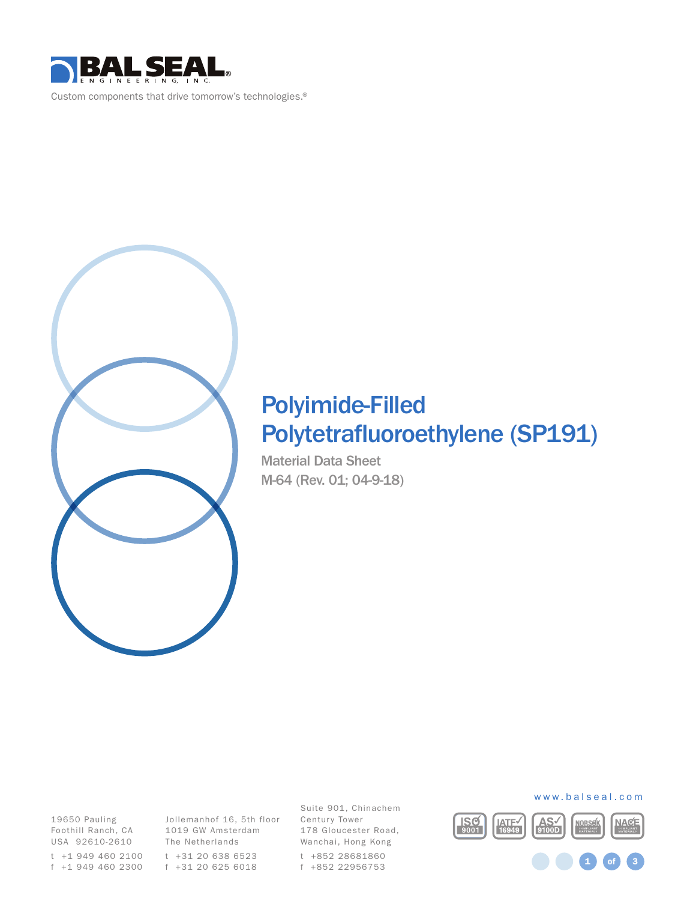BAL SEAL ENGINEERING, INC.

Custom components that drive tomorrow's technologies.®

# Polyimide-Filled Polytetrafluoroethylene (SP191)

Material Data Sheet

M-64 (Rev. 01; 04-9-18)

19650 Pauling
Foothill Ranch, CA
USA 92610-2610
t +1 949 460 2100
f +1 949 460 2300

Jollemanhof 16, 5th floor
1019 GW Amsterdam
The Netherlands
t +31 20 638 6523
f +31 20 625 6018

Suite 901, Chinachem
Century Tower
178 Gloucester Road,
Wanchai, Hong Kong
t +852 28681860
f +852 22956753

www.balseal.com

ISO 9001 | IATF 16949 | AS 9100D | NORSOK COMPLIANT MATERIALS | NACE COMPLIANT MATERIALS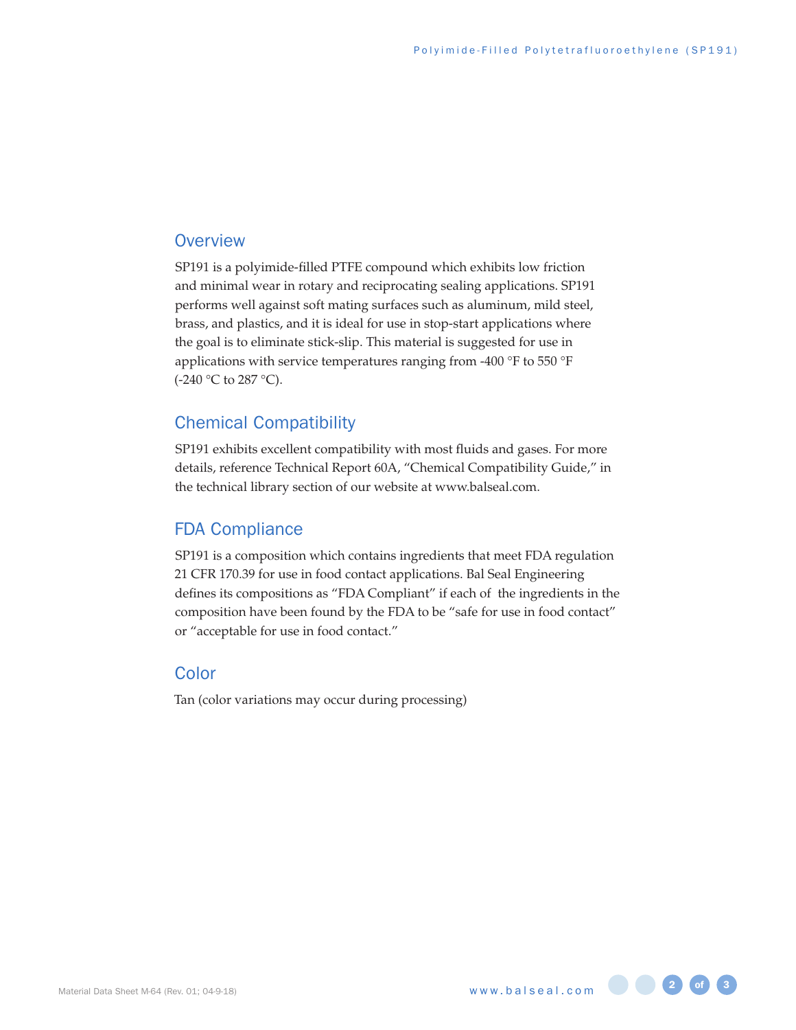## Overview

SP191 is a polyimide-filled PTFE compound which exhibits low friction and minimal wear in rotary and reciprocating sealing applications. SP191 performs well against soft mating surfaces such as aluminum, mild steel, brass, and plastics, and it is ideal for use in stop-start applications where the goal is to eliminate stick-slip. This material is suggested for use in applications with service temperatures ranging from -400 °F to 550 °F (-240 °C to 287 °C).

## Chemical Compatibility

SP191 exhibits excellent compatibility with most fluids and gases. For more details, reference Technical Report 60A, "Chemical Compatibility Guide," in the technical library section of our website at www.balseal.com.

## FDA Compliance

SP191 is a composition which contains ingredients that meet FDA regulation 21 CFR 170.39 for use in food contact applications. Bal Seal Engineering defines its compositions as "FDA Compliant" if each of the ingredients in the composition have been found by the FDA to be "safe for use in food contact" or "acceptable for use in food contact."

## Color

Tan (color variations may occur during processing)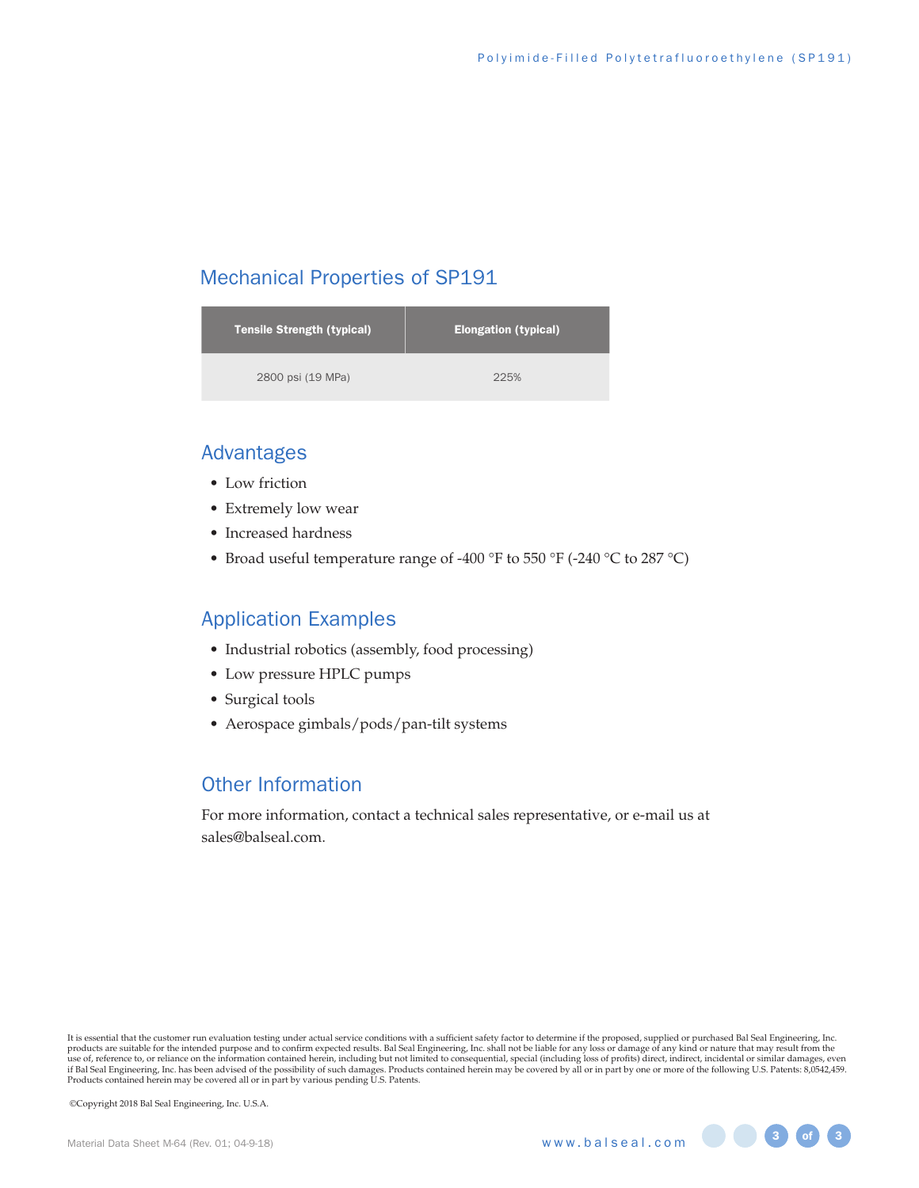## Mechanical Properties of SP191

| Tensile Strength (typical) | Elongation (typical) |
|---|---|
| 2800 psi (19 MPa) | 225% |

## Advantages

- Low friction
- Extremely low wear
- Increased hardness
- Broad useful temperature range of -400 °F to 550 °F (-240 °C to 287 °C)

## Application Examples

- Industrial robotics (assembly, food processing)
- Low pressure HPLC pumps
- Surgical tools
- Aerospace gimbals/pods/pan-tilt systems

## Other Information

For more information, contact a technical sales representative, or e-mail us at sales@balseal.com.

It is essential that the customer run evaluation testing under actual service conditions with a sufficient safety factor to determine if the proposed, supplied or purchased Bal Seal Engineering, Inc. products are suitable for the intended purpose and to confirm expected results. Bal Seal Engineering, Inc. shall not be liable for any loss or damage of any kind or nature that may result from the use of, reference to, or reliance on the information contained herein, including but not limited to consequential, special (including loss of profits) direct, indirect, incidental or similar damages, even if Bal Seal Engineering, Inc. has been advised of the possibility of such damages. Products contained herein may be covered by all or in part by one or more of the following U.S. Patents: 8,0542,459. Products contained herein may be covered all or in part by various pending U.S. Patents.

©Copyright 2018 Bal Seal Engineering, Inc. U.S.A.

Material Data Sheet M-64 (Rev. 01; 04-9-18)